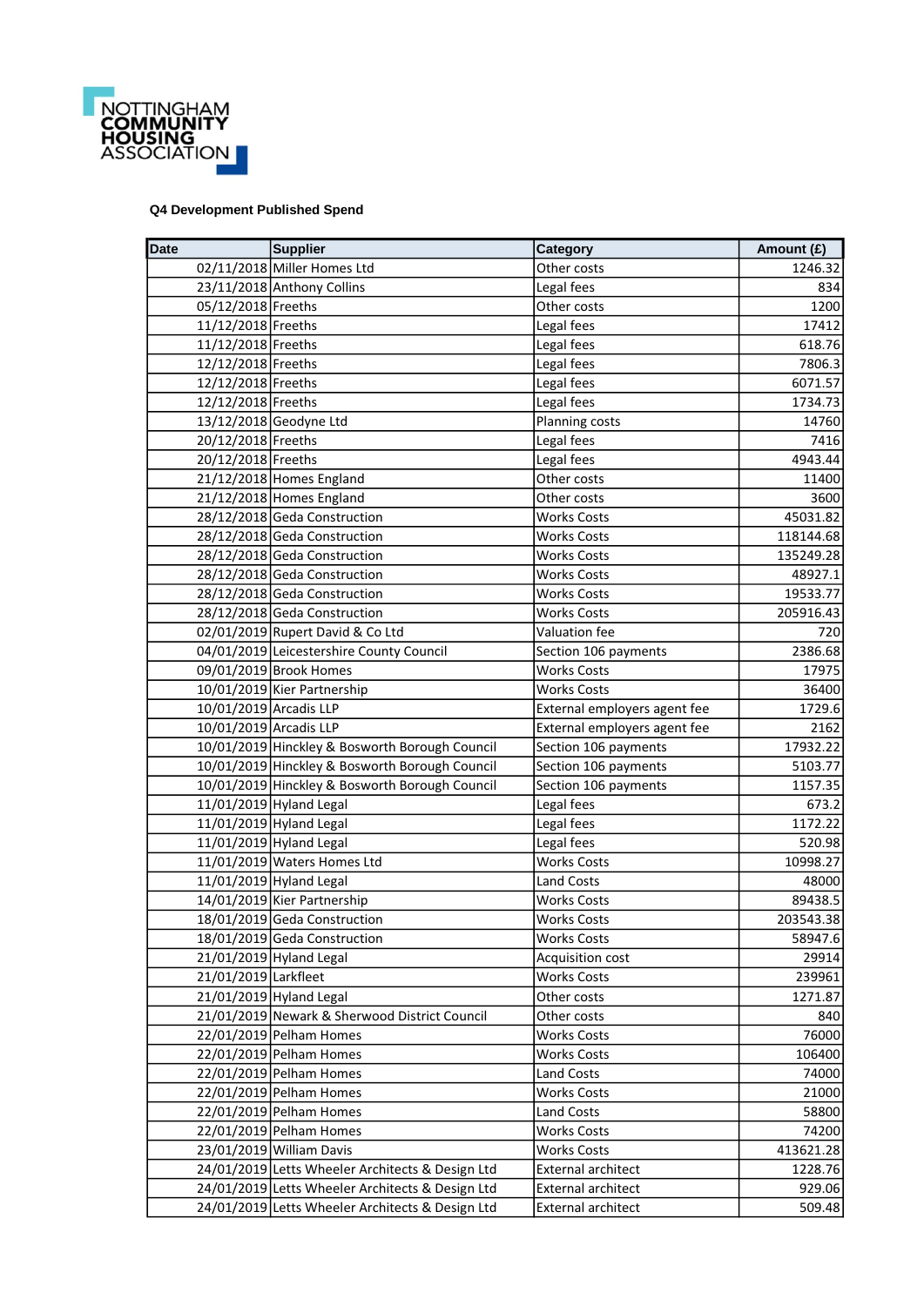NOTTINGHAM COMMUNITY HOUSING ASSOCIATION

**Q4 Development Published Spend**

| Date | Supplier | Category | Amount (£) |
|---|---|---|---|
| 02/11/2018 | Miller Homes Ltd | Other costs | 1246.32 |
| 23/11/2018 | Anthony Collins | Legal fees | 834 |
| 05/12/2018 | Freeths | Other costs | 1200 |
| 11/12/2018 | Freeths | Legal fees | 17412 |
| 11/12/2018 | Freeths | Legal fees | 618.76 |
| 12/12/2018 | Freeths | Legal fees | 7806.3 |
| 12/12/2018 | Freeths | Legal fees | 6071.57 |
| 12/12/2018 | Freeths | Legal fees | 1734.73 |
| 13/12/2018 | Geodyne Ltd | Planning costs | 14760 |
| 20/12/2018 | Freeths | Legal fees | 7416 |
| 20/12/2018 | Freeths | Legal fees | 4943.44 |
| 21/12/2018 | Homes England | Other costs | 11400 |
| 21/12/2018 | Homes England | Other costs | 3600 |
| 28/12/2018 | Geda Construction | Works Costs | 45031.82 |
| 28/12/2018 | Geda Construction | Works Costs | 118144.68 |
| 28/12/2018 | Geda Construction | Works Costs | 135249.28 |
| 28/12/2018 | Geda Construction | Works Costs | 48927.1 |
| 28/12/2018 | Geda Construction | Works Costs | 19533.77 |
| 28/12/2018 | Geda Construction | Works Costs | 205916.43 |
| 02/01/2019 | Rupert David & Co Ltd | Valuation fee | 720 |
| 04/01/2019 | Leicestershire County Council | Section 106 payments | 2386.68 |
| 09/01/2019 | Brook Homes | Works Costs | 17975 |
| 10/01/2019 | Kier Partnership | Works Costs | 36400 |
| 10/01/2019 | Arcadis LLP | External employers agent fee | 1729.6 |
| 10/01/2019 | Arcadis LLP | External employers agent fee | 2162 |
| 10/01/2019 | Hinckley & Bosworth Borough Council | Section 106 payments | 17932.22 |
| 10/01/2019 | Hinckley & Bosworth Borough Council | Section 106 payments | 5103.77 |
| 10/01/2019 | Hinckley & Bosworth Borough Council | Section 106 payments | 1157.35 |
| 11/01/2019 | Hyland Legal | Legal fees | 673.2 |
| 11/01/2019 | Hyland Legal | Legal fees | 1172.22 |
| 11/01/2019 | Hyland Legal | Legal fees | 520.98 |
| 11/01/2019 | Waters Homes Ltd | Works Costs | 10998.27 |
| 11/01/2019 | Hyland Legal | Land Costs | 48000 |
| 14/01/2019 | Kier Partnership | Works Costs | 89438.5 |
| 18/01/2019 | Geda Construction | Works Costs | 203543.38 |
| 18/01/2019 | Geda Construction | Works Costs | 58947.6 |
| 21/01/2019 | Hyland Legal | Acquisition cost | 29914 |
| 21/01/2019 | Larkfleet | Works Costs | 239961 |
| 21/01/2019 | Hyland Legal | Other costs | 1271.87 |
| 21/01/2019 | Newark & Sherwood District Council | Other costs | 840 |
| 22/01/2019 | Pelham Homes | Works Costs | 76000 |
| 22/01/2019 | Pelham Homes | Works Costs | 106400 |
| 22/01/2019 | Pelham Homes | Land Costs | 74000 |
| 22/01/2019 | Pelham Homes | Works Costs | 21000 |
| 22/01/2019 | Pelham Homes | Land Costs | 58800 |
| 22/01/2019 | Pelham Homes | Works Costs | 74200 |
| 23/01/2019 | William Davis | Works Costs | 413621.28 |
| 24/01/2019 | Letts Wheeler Architects & Design Ltd | External architect | 1228.76 |
| 24/01/2019 | Letts Wheeler Architects & Design Ltd | External architect | 929.06 |
| 24/01/2019 | Letts Wheeler Architects & Design Ltd | External architect | 509.48 |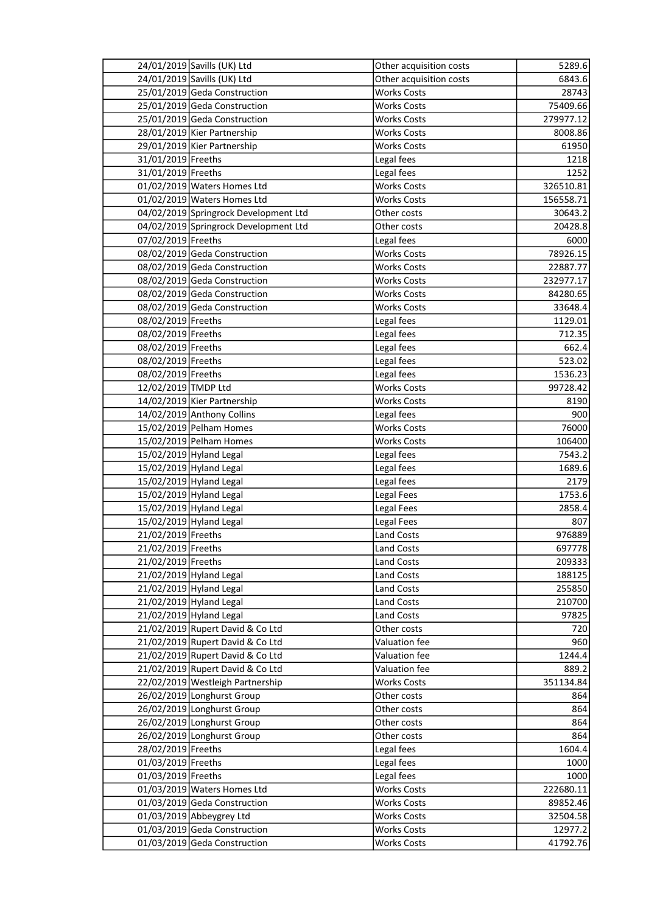| | | | |
|---|---|---|---|
| 24/01/2019 | Savills (UK) Ltd | Other acquisition costs | 5289.6 |
| 24/01/2019 | Savills (UK) Ltd | Other acquisition costs | 6843.6 |
| 25/01/2019 | Geda Construction | Works Costs | 28743 |
| 25/01/2019 | Geda Construction | Works Costs | 75409.66 |
| 25/01/2019 | Geda Construction | Works Costs | 279977.12 |
| 28/01/2019 | Kier Partnership | Works Costs | 8008.86 |
| 29/01/2019 | Kier Partnership | Works Costs | 61950 |
| 31/01/2019 | Freeths | Legal fees | 1218 |
| 31/01/2019 | Freeths | Legal fees | 1252 |
| 01/02/2019 | Waters Homes Ltd | Works Costs | 326510.81 |
| 01/02/2019 | Waters Homes Ltd | Works Costs | 156558.71 |
| 04/02/2019 | Springrock Development Ltd | Other costs | 30643.2 |
| 04/02/2019 | Springrock Development Ltd | Other costs | 20428.8 |
| 07/02/2019 | Freeths | Legal fees | 6000 |
| 08/02/2019 | Geda Construction | Works Costs | 78926.15 |
| 08/02/2019 | Geda Construction | Works Costs | 22887.77 |
| 08/02/2019 | Geda Construction | Works Costs | 232977.17 |
| 08/02/2019 | Geda Construction | Works Costs | 84280.65 |
| 08/02/2019 | Geda Construction | Works Costs | 33648.4 |
| 08/02/2019 | Freeths | Legal fees | 1129.01 |
| 08/02/2019 | Freeths | Legal fees | 712.35 |
| 08/02/2019 | Freeths | Legal fees | 662.4 |
| 08/02/2019 | Freeths | Legal fees | 523.02 |
| 08/02/2019 | Freeths | Legal fees | 1536.23 |
| 12/02/2019 | TMDP Ltd | Works Costs | 99728.42 |
| 14/02/2019 | Kier Partnership | Works Costs | 8190 |
| 14/02/2019 | Anthony Collins | Legal fees | 900 |
| 15/02/2019 | Pelham Homes | Works Costs | 76000 |
| 15/02/2019 | Pelham Homes | Works Costs | 106400 |
| 15/02/2019 | Hyland Legal | Legal fees | 7543.2 |
| 15/02/2019 | Hyland Legal | Legal fees | 1689.6 |
| 15/02/2019 | Hyland Legal | Legal fees | 2179 |
| 15/02/2019 | Hyland Legal | Legal Fees | 1753.6 |
| 15/02/2019 | Hyland Legal | Legal Fees | 2858.4 |
| 15/02/2019 | Hyland Legal | Legal Fees | 807 |
| 21/02/2019 | Freeths | Land Costs | 976889 |
| 21/02/2019 | Freeths | Land Costs | 697778 |
| 21/02/2019 | Freeths | Land Costs | 209333 |
| 21/02/2019 | Hyland Legal | Land Costs | 188125 |
| 21/02/2019 | Hyland Legal | Land Costs | 255850 |
| 21/02/2019 | Hyland Legal | Land Costs | 210700 |
| 21/02/2019 | Hyland Legal | Land Costs | 97825 |
| 21/02/2019 | Rupert David & Co Ltd | Other costs | 720 |
| 21/02/2019 | Rupert David & Co Ltd | Valuation fee | 960 |
| 21/02/2019 | Rupert David & Co Ltd | Valuation fee | 1244.4 |
| 21/02/2019 | Rupert David & Co Ltd | Valuation fee | 889.2 |
| 22/02/2019 | Westleigh Partnership | Works Costs | 351134.84 |
| 26/02/2019 | Longhurst Group | Other costs | 864 |
| 26/02/2019 | Longhurst Group | Other costs | 864 |
| 26/02/2019 | Longhurst Group | Other costs | 864 |
| 26/02/2019 | Longhurst Group | Other costs | 864 |
| 28/02/2019 | Freeths | Legal fees | 1604.4 |
| 01/03/2019 | Freeths | Legal fees | 1000 |
| 01/03/2019 | Freeths | Legal fees | 1000 |
| 01/03/2019 | Waters Homes Ltd | Works Costs | 222680.11 |
| 01/03/2019 | Geda Construction | Works Costs | 89852.46 |
| 01/03/2019 | Abbeygrey Ltd | Works Costs | 32504.58 |
| 01/03/2019 | Geda Construction | Works Costs | 12977.2 |
| 01/03/2019 | Geda Construction | Works Costs | 41792.76 |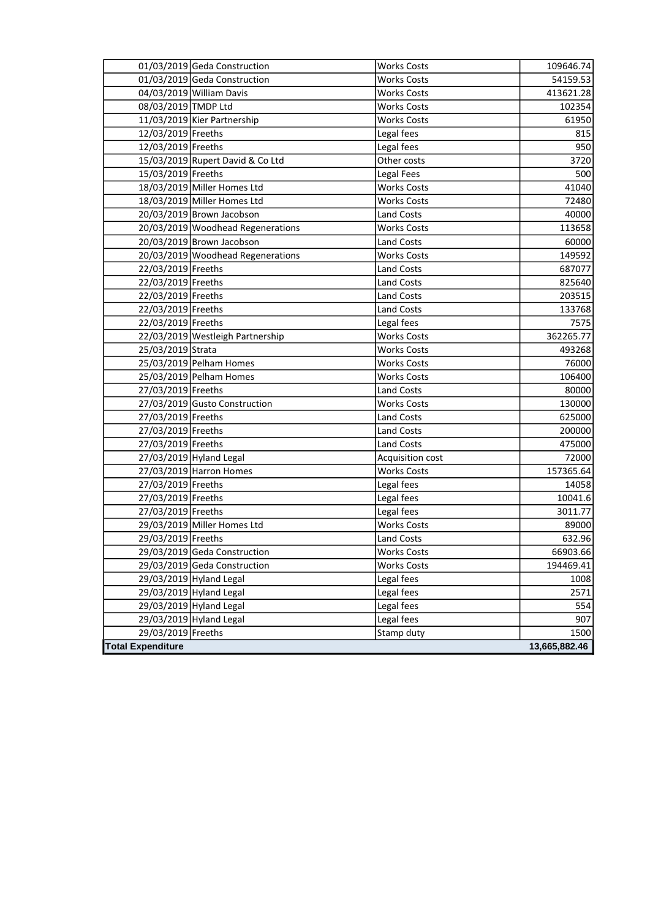| | | | |
|---|---|---|---|
| 01/03/2019 | Geda Construction | Works Costs | 109646.74 |
| 01/03/2019 | Geda Construction | Works Costs | 54159.53 |
| 04/03/2019 | William Davis | Works Costs | 413621.28 |
| 08/03/2019 | TMDP Ltd | Works Costs | 102354 |
| 11/03/2019 | Kier Partnership | Works Costs | 61950 |
| 12/03/2019 | Freeths | Legal fees | 815 |
| 12/03/2019 | Freeths | Legal fees | 950 |
| 15/03/2019 | Rupert David & Co Ltd | Other costs | 3720 |
| 15/03/2019 | Freeths | Legal Fees | 500 |
| 18/03/2019 | Miller Homes Ltd | Works Costs | 41040 |
| 18/03/2019 | Miller Homes Ltd | Works Costs | 72480 |
| 20/03/2019 | Brown Jacobson | Land Costs | 40000 |
| 20/03/2019 | Woodhead Regenerations | Works Costs | 113658 |
| 20/03/2019 | Brown Jacobson | Land Costs | 60000 |
| 20/03/2019 | Woodhead Regenerations | Works Costs | 149592 |
| 22/03/2019 | Freeths | Land Costs | 687077 |
| 22/03/2019 | Freeths | Land Costs | 825640 |
| 22/03/2019 | Freeths | Land Costs | 203515 |
| 22/03/2019 | Freeths | Land Costs | 133768 |
| 22/03/2019 | Freeths | Legal fees | 7575 |
| 22/03/2019 | Westleigh Partnership | Works Costs | 362265.77 |
| 25/03/2019 | Strata | Works Costs | 493268 |
| 25/03/2019 | Pelham Homes | Works Costs | 76000 |
| 25/03/2019 | Pelham Homes | Works Costs | 106400 |
| 27/03/2019 | Freeths | Land Costs | 80000 |
| 27/03/2019 | Gusto Construction | Works Costs | 130000 |
| 27/03/2019 | Freeths | Land Costs | 625000 |
| 27/03/2019 | Freeths | Land Costs | 200000 |
| 27/03/2019 | Freeths | Land Costs | 475000 |
| 27/03/2019 | Hyland Legal | Acquisition cost | 72000 |
| 27/03/2019 | Harron Homes | Works Costs | 157365.64 |
| 27/03/2019 | Freeths | Legal fees | 14058 |
| 27/03/2019 | Freeths | Legal fees | 10041.6 |
| 27/03/2019 | Freeths | Legal fees | 3011.77 |
| 29/03/2019 | Miller Homes Ltd | Works Costs | 89000 |
| 29/03/2019 | Freeths | Land Costs | 632.96 |
| 29/03/2019 | Geda Construction | Works Costs | 66903.66 |
| 29/03/2019 | Geda Construction | Works Costs | 194469.41 |
| 29/03/2019 | Hyland Legal | Legal fees | 1008 |
| 29/03/2019 | Hyland Legal | Legal fees | 2571 |
| 29/03/2019 | Hyland Legal | Legal fees | 554 |
| 29/03/2019 | Hyland Legal | Legal fees | 907 |
| 29/03/2019 | Freeths | Stamp duty | 1500 |
| **Total Expenditure** | | | **13,665,882.46** |